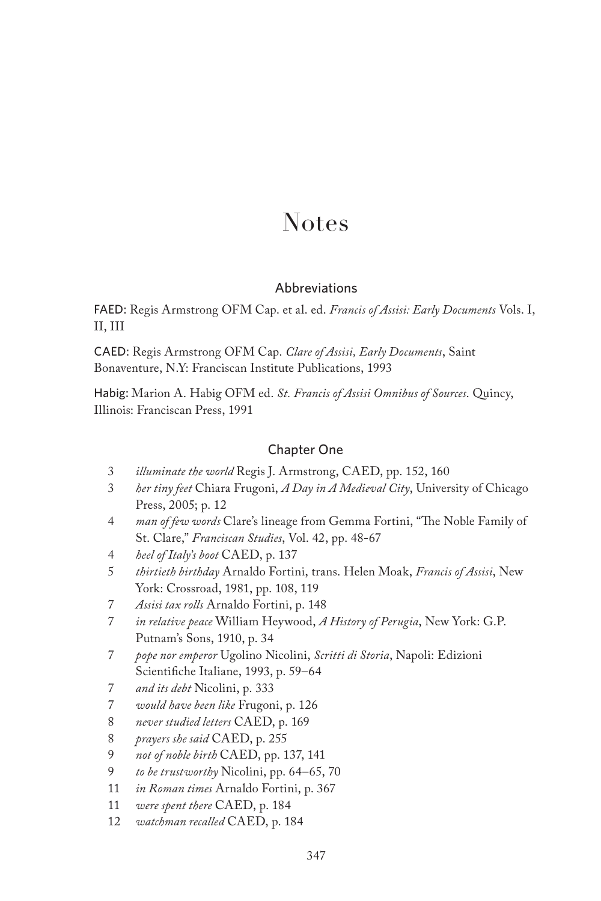# Notes

## Abbreviations

FAED: Regis Armstrong OFM Cap. et al. ed. *Francis of Assisi: Early Documents* Vols. I, II, III

CAED: Regis Armstrong OFM Cap. *Clare of Assisi, Early Documents*, Saint Bonaventure, N.Y: Franciscan Institute Publications, 1993

Habig: Marion A. Habig OFM ed. *St. Francis of Assisi Omnibus of Sources*. Quincy, Illinois: Franciscan Press, 1991

## Chapter One

3 *illuminate the world* Regis J. Armstrong, CAED, pp. 152, 160

3 *her tiny feet* Chiara Frugoni, *A Day in A Medieval City*, University of Chicago Press, 2005; p. 12

4 *man of few words* Clare's lineage from Gemma Fortini, "The Noble Family of St. Clare," *Franciscan Studies*, Vol. 42, pp. 48-67

4 *heel of Italy's boot* CAED, p. 137

5 *thirtieth birthday* Arnaldo Fortini, trans. Helen Moak, *Francis of Assisi*, New York: Crossroad, 1981, pp. 108, 119

7 *Assisi tax rolls* Arnaldo Fortini, p. 148

7 *in relative peace* William Heywood, *A History of Perugia*, New York: G.P. Putnam's Sons, 1910, p. 34

7 *pope nor emperor* Ugolino Nicolini, *Scritti di Storia*, Napoli: Edizioni Scientifiche Italiane, 1993, p. 59–64

7 *and its debt* Nicolini, p. 333

7 *would have been like* Frugoni, p. 126

8 *never studied letters* CAED, p. 169

8 *prayers she said* CAED, p. 255

9 *not of noble birth* CAED, pp. 137, 141

9 *to be trustworthy* Nicolini, pp. 64–65, 70

11 *in Roman times* Arnaldo Fortini, p. 367

11 *were spent there* CAED, p. 184

12 *watchman recalled* CAED, p. 184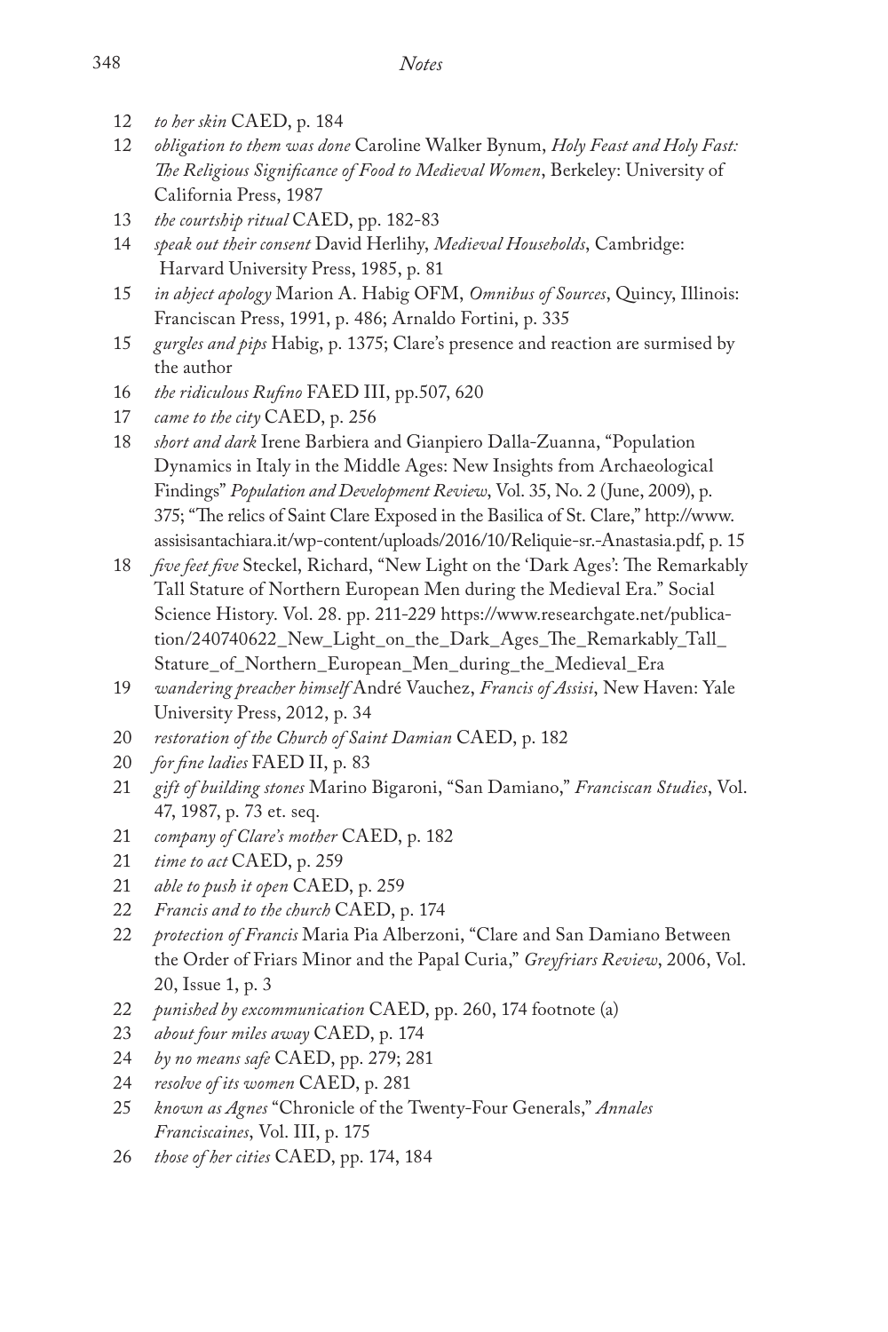## *Notes*

12 *to her skin* CAED, p. 184

12 *obligation to them was done* Caroline Walker Bynum, *Holy Feast and Holy Fast: The Religious Significance of Food to Medieval Women*, Berkeley: University of California Press, 1987

13 *the courtship ritual* CAED, pp. 182-83

14 *speak out their consent* David Herlihy, *Medieval Households*, Cambridge: Harvard University Press, 1985, p. 81

15 *in abject apology* Marion A. Habig OFM, *Omnibus of Sources*, Quincy, Illinois: Franciscan Press, 1991, p. 486; Arnaldo Fortini, p. 335

15 *gurgles and pips* Habig, p. 1375; Clare's presence and reaction are surmised by the author

16 *the ridiculous Rufino* FAED III, pp.507, 620

17 *came to the city* CAED, p. 256

18 *short and dark* Irene Barbiera and Gianpiero Dalla-Zuanna, "Population Dynamics in Italy in the Middle Ages: New Insights from Archaeological Findings" *Population and Development Review*, Vol. 35, No. 2 (June, 2009), p. 375; "The relics of Saint Clare Exposed in the Basilica of St. Clare," http://www.assisisantachiara.it/wp-content/uploads/2016/10/Reliquie-sr.-Anastasia.pdf, p. 15

18 *five feet five* Steckel, Richard, "New Light on the 'Dark Ages': The Remarkably Tall Stature of Northern European Men during the Medieval Era." Social Science History. Vol. 28. pp. 211-229 https://www.researchgate.net/publication/240740622_New_Light_on_the_Dark_Ages_The_Remarkably_Tall_Stature_of_Northern_European_Men_during_the_Medieval_Era

19 *wandering preacher himself* André Vauchez, *Francis of Assisi*, New Haven: Yale University Press, 2012, p. 34

20 *restoration of the Church of Saint Damian* CAED, p. 182

20 *for fine ladies* FAED II, p. 83

21 *gift of building stones* Marino Bigaroni, "San Damiano," *Franciscan Studies*, Vol. 47, 1987, p. 73 et. seq.

21 *company of Clare's mother* CAED, p. 182

21 *time to act* CAED, p. 259

21 *able to push it open* CAED, p. 259

22 *Francis and to the church* CAED, p. 174

22 *protection of Francis* Maria Pia Alberzoni, "Clare and San Damiano Between the Order of Friars Minor and the Papal Curia," *Greyfriars Review*, 2006, Vol. 20, Issue 1, p. 3

22 *punished by excommunication* CAED, pp. 260, 174 footnote (a)

23 *about four miles away* CAED, p. 174

24 *by no means safe* CAED, pp. 279; 281

24 *resolve of its women* CAED, p. 281

25 *known as Agnes* "Chronicle of the Twenty-Four Generals," *Annales Franciscaines*, Vol. III, p. 175

26 *those of her cities* CAED, pp. 174, 184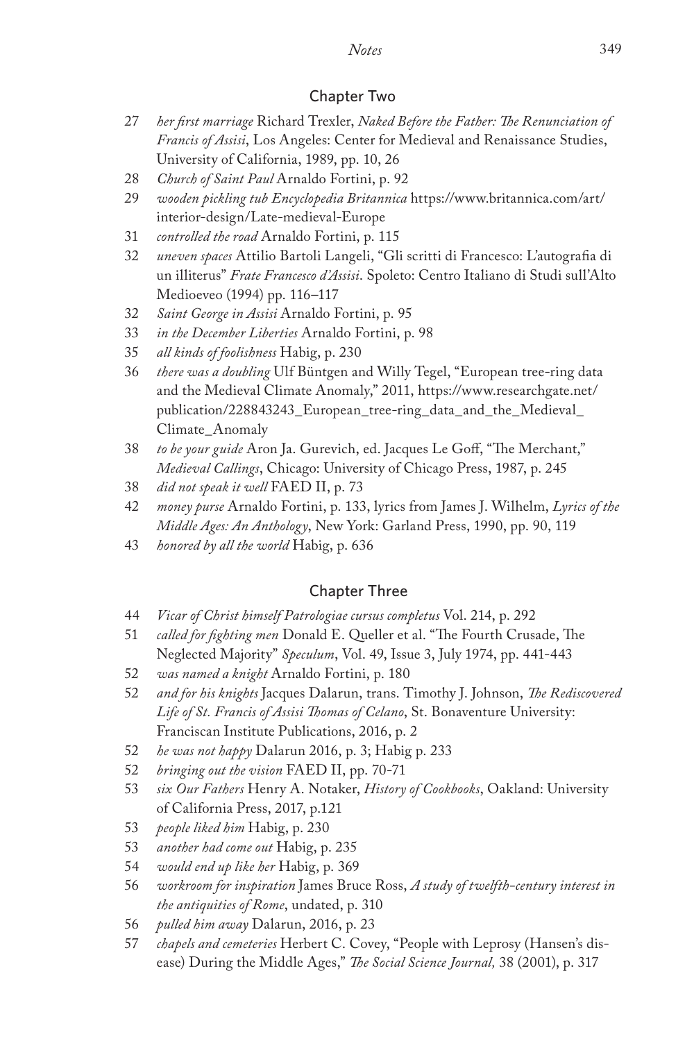## Chapter Two

27 *her first marriage* Richard Trexler, *Naked Before the Father: The Renunciation of Francis of Assisi*, Los Angeles: Center for Medieval and Renaissance Studies, University of California, 1989, pp. 10, 26

28 *Church of Saint Paul* Arnaldo Fortini, p. 92

29 *wooden pickling tub Encyclopedia Britannica* https://www.britannica.com/art/interior-design/Late-medieval-Europe

31 *controlled the road* Arnaldo Fortini, p. 115

32 *uneven spaces* Attilio Bartoli Langeli, "Gli scritti di Francesco: L'autografia di un illiterus" *Frate Francesco d'Assisi*. Spoleto: Centro Italiano di Studi sull'Alto Medioeveo (1994) pp. 116–117

32 *Saint George in Assisi* Arnaldo Fortini, p. 95

33 *in the December Liberties* Arnaldo Fortini, p. 98

35 *all kinds of foolishness* Habig, p. 230

36 *there was a doubling* Ulf Büntgen and Willy Tegel, "European tree-ring data and the Medieval Climate Anomaly," 2011, https://www.researchgate.net/publication/228843243_European_tree-ring_data_and_the_Medieval_Climate_Anomaly

38 *to be your guide* Aron Ja. Gurevich, ed. Jacques Le Goff, "The Merchant," *Medieval Callings*, Chicago: University of Chicago Press, 1987, p. 245

38 *did not speak it well* FAED II, p. 73

42 *money purse* Arnaldo Fortini, p. 133, lyrics from James J. Wilhelm, *Lyrics of the Middle Ages: An Anthology*, New York: Garland Press, 1990, pp. 90, 119

43 *honored by all the world* Habig, p. 636

## Chapter Three

44 *Vicar of Christ himself Patrologiae cursus completus* Vol. 214, p. 292

51 *called for fighting men* Donald E. Queller et al. "The Fourth Crusade, The Neglected Majority" *Speculum*, Vol. 49, Issue 3, July 1974, pp. 441-443

52 *was named a knight* Arnaldo Fortini, p. 180

52 *and for his knights* Jacques Dalarun, trans. Timothy J. Johnson, *The Rediscovered Life of St. Francis of Assisi Thomas of Celano*, St. Bonaventure University: Franciscan Institute Publications, 2016, p. 2

52 *he was not happy* Dalarun 2016, p. 3; Habig p. 233

52 *bringing out the vision* FAED II, pp. 70-71

53 *six Our Fathers* Henry A. Notaker, *History of Cookbooks*, Oakland: University of California Press, 2017, p.121

53 *people liked him* Habig, p. 230

53 *another had come out* Habig, p. 235

54 *would end up like her* Habig, p. 369

56 *workroom for inspiration* James Bruce Ross, *A study of twelfth-century interest in the antiquities of Rome*, undated, p. 310

56 *pulled him away* Dalarun, 2016, p. 23

57 *chapels and cemeteries* Herbert C. Covey, "People with Leprosy (Hansen's disease) During the Middle Ages," *The Social Science Journal,* 38 (2001), p. 317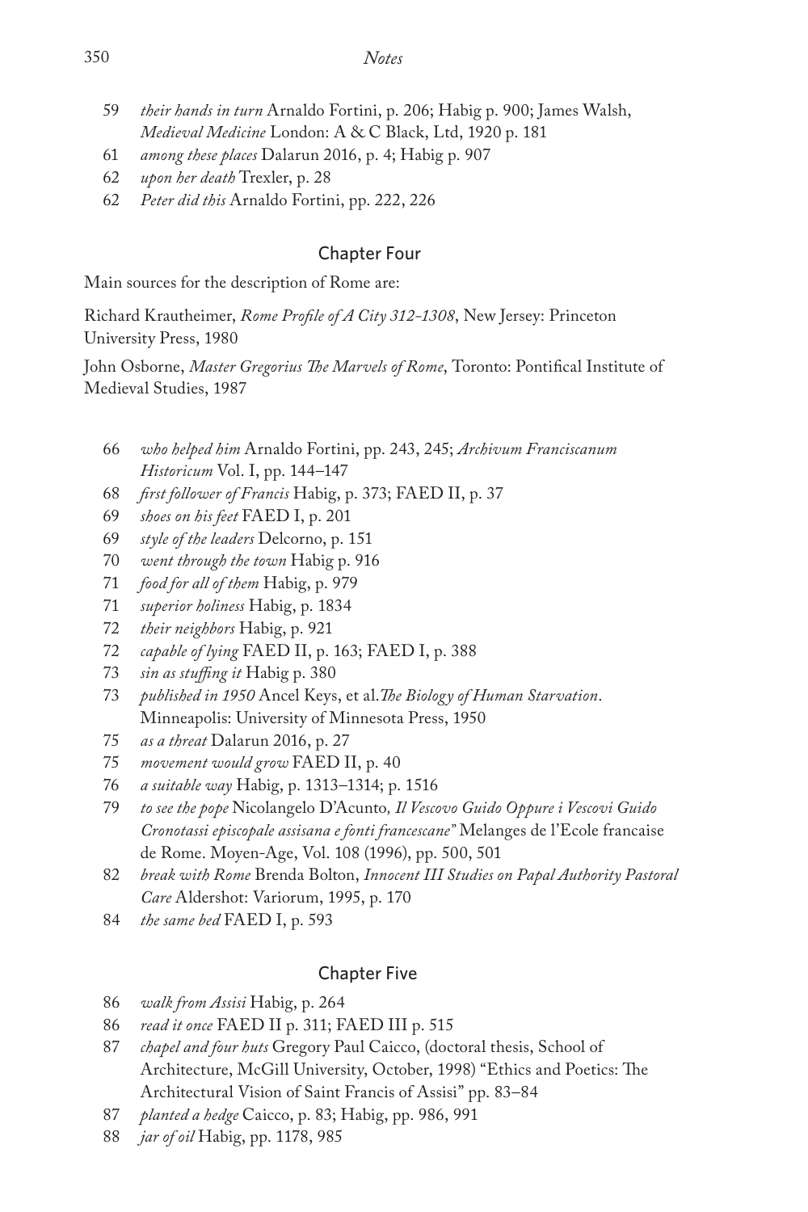59 *their hands in turn* Arnaldo Fortini, p. 206; Habig p. 900; James Walsh, *Medieval Medicine* London: A & C Black, Ltd, 1920 p. 181

61 *among these places* Dalarun 2016, p. 4; Habig p. 907

62 *upon her death* Trexler, p. 28

62 *Peter did this* Arnaldo Fortini, pp. 222, 226

## Chapter Four

Main sources for the description of Rome are:

Richard Krautheimer, *Rome Profile of A City 312-1308*, New Jersey: Princeton University Press, 1980

John Osborne, *Master Gregorius The Marvels of Rome*, Toronto: Pontifical Institute of Medieval Studies, 1987

66 *who helped him* Arnaldo Fortini, pp. 243, 245; *Archivum Franciscanum Historicum* Vol. I, pp. 144–147

68 *first follower of Francis* Habig, p. 373; FAED II, p. 37

69 *shoes on his feet* FAED I, p. 201

69 *style of the leaders* Delcorno, p. 151

70 *went through the town* Habig p. 916

71 *food for all of them* Habig, p. 979

71 *superior holiness* Habig, p. 1834

72 *their neighbors* Habig, p. 921

72 *capable of lying* FAED II, p. 163; FAED I, p. 388

73 *sin as stuffing it* Habig p. 380

73 *published in 1950* Ancel Keys, et al.*The Biology of Human Starvation*. Minneapolis: University of Minnesota Press, 1950

75 *as a threat* Dalarun 2016, p. 27

75 *movement would grow* FAED II, p. 40

76 *a suitable way* Habig, p. 1313–1314; p. 1516

79 *to see the pope* Nicolangelo D'Acunto*, Il Vescovo Guido Oppure i Vescovi Guido Cronotassi episcopale assisana e fonti francescane"* Melanges de l'Ecole francaise de Rome. Moyen-Age, Vol. 108 (1996), pp. 500, 501

82 *break with Rome* Brenda Bolton, *Innocent III Studies on Papal Authority Pastoral Care* Aldershot: Variorum, 1995, p. 170

84 *the same bed* FAED I, p. 593

## Chapter Five

86 *walk from Assisi* Habig, p. 264

86 *read it once* FAED II p. 311; FAED III p. 515

87 *chapel and four huts* Gregory Paul Caicco, (doctoral thesis, School of Architecture, McGill University, October, 1998) "Ethics and Poetics: The Architectural Vision of Saint Francis of Assisi" pp. 83–84

87 *planted a hedge* Caicco, p. 83; Habig, pp. 986, 991

88 *jar of oil* Habig, pp. 1178, 985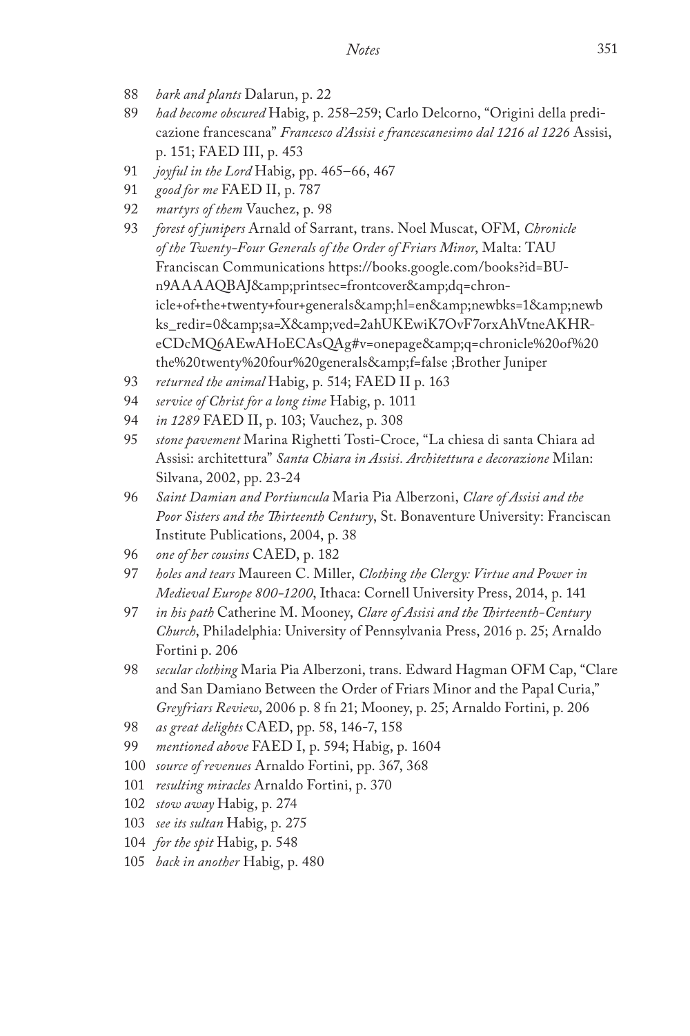88 *bark and plants* Dalarun, p. 22

89 *had become obscured* Habig, p. 258–259; Carlo Delcorno, "Origini della predicazione francescana" *Francesco d'Assisi e francescanesimo dal 1216 al 1226* Assisi, p. 151; FAED III, p. 453

91 *joyful in the Lord* Habig, pp. 465–66, 467

91 *good for me* FAED II, p. 787

92 *martyrs of them* Vauchez, p. 98

93 *forest of junipers* Arnald of Sarrant, trans. Noel Muscat, OFM, *Chronicle of the Twenty-Four Generals of the Order of Friars Minor*, Malta: TAU Franciscan Communications https://books.google.com/books?id=BU-n9AAAAQBAJ&amp;printsec=frontcover&amp;dq=chronicle+of+the+twenty+four+generals&amp;hl=en&amp;newbks=1&amp;newbks_redir=0&amp;sa=X&amp;ved=2ahUKEwiK7OvF7orxAhVtneAKHR-eCDcMQ6AEwAHoECAsQAg#v=onepage&amp;q=chronicle%20of%20the%20twenty%20four%20generals&amp;f=false ;Brother Juniper

93 *returned the animal* Habig, p. 514; FAED II p. 163

94 *service of Christ for a long time* Habig, p. 1011

94 *in 1289* FAED II, p. 103; Vauchez, p. 308

95 *stone pavement* Marina Righetti Tosti-Croce, "La chiesa di santa Chiara ad Assisi: architettura" *Santa Chiara in Assisi. Architettura e decorazione* Milan: Silvana, 2002, pp. 23-24

96 *Saint Damian and Portiuncula* Maria Pia Alberzoni, *Clare of Assisi and the Poor Sisters and the Thirteenth Century*, St. Bonaventure University: Franciscan Institute Publications, 2004, p. 38

96 *one of her cousins* CAED, p. 182

97 *holes and tears* Maureen C. Miller, *Clothing the Clergy: Virtue and Power in Medieval Europe 800-1200*, Ithaca: Cornell University Press, 2014, p. 141

97 *in his path* Catherine M. Mooney, *Clare of Assisi and the Thirteenth-Century Church*, Philadelphia: University of Pennsylvania Press, 2016 p. 25; Arnaldo Fortini p. 206

98 *secular clothing* Maria Pia Alberzoni, trans. Edward Hagman OFM Cap, "Clare and San Damiano Between the Order of Friars Minor and the Papal Curia," *Greyfriars Review*, 2006 p. 8 fn 21; Mooney, p. 25; Arnaldo Fortini, p. 206

98 *as great delights* CAED, pp. 58, 146-7, 158

99 *mentioned above* FAED I, p. 594; Habig, p. 1604

100 *source of revenues* Arnaldo Fortini, pp. 367, 368

101 *resulting miracles* Arnaldo Fortini, p. 370

102 *stow away* Habig, p. 274

103 *see its sultan* Habig, p. 275

104 *for the spit* Habig, p. 548

105 *back in another* Habig, p. 480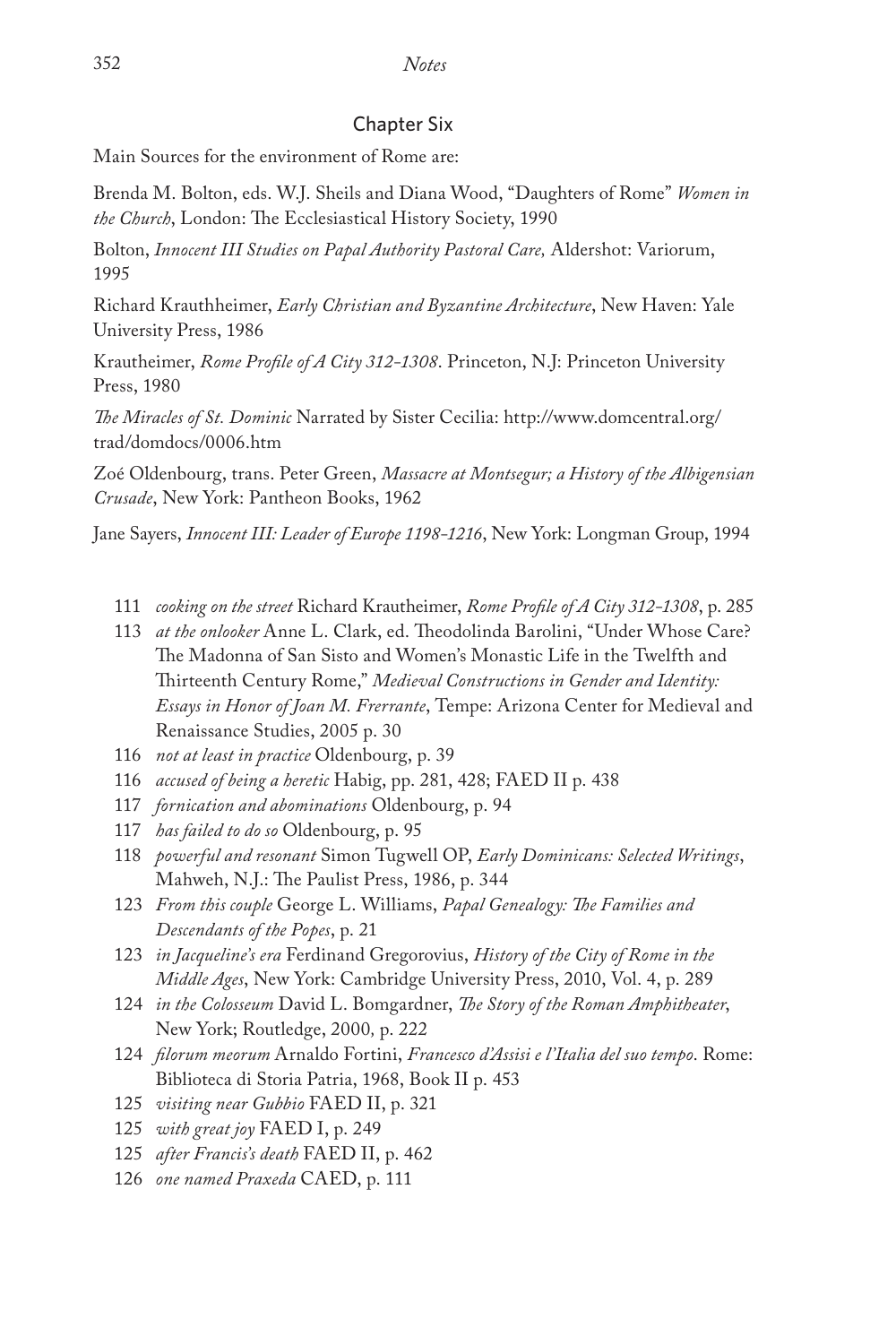## Chapter Six

Main Sources for the environment of Rome are:

Brenda M. Bolton, eds. W.J. Sheils and Diana Wood, "Daughters of Rome" *Women in the Church*, London: The Ecclesiastical History Society, 1990

Bolton, *Innocent III Studies on Papal Authority Pastoral Care,* Aldershot: Variorum, 1995

Richard Krauthheimer, *Early Christian and Byzantine Architecture*, New Haven: Yale University Press, 1986

Krautheimer, *Rome Profile of A City 312-1308*. Princeton, N.J: Princeton University Press, 1980

*The Miracles of St. Dominic* Narrated by Sister Cecilia: http://www.domcentral.org/trad/domdocs/0006.htm

Zoé Oldenbourg, trans. Peter Green, *Massacre at Montsegur; a History of the Albigensian Crusade*, New York: Pantheon Books, 1962

Jane Sayers, *Innocent III: Leader of Europe 1198-1216*, New York: Longman Group, 1994

111 *cooking on the street* Richard Krautheimer, *Rome Profile of A City 312-1308*, p. 285

113 *at the onlooker* Anne L. Clark, ed. Theodolinda Barolini, "Under Whose Care? The Madonna of San Sisto and Women's Monastic Life in the Twelfth and Thirteenth Century Rome," *Medieval Constructions in Gender and Identity: Essays in Honor of Joan M. Frerrante*, Tempe: Arizona Center for Medieval and Renaissance Studies, 2005 p. 30

116 *not at least in practice* Oldenbourg, p. 39

116 *accused of being a heretic* Habig, pp. 281, 428; FAED II p. 438

117 *fornication and abominations* Oldenbourg, p. 94

117 *has failed to do so* Oldenbourg, p. 95

118 *powerful and resonant* Simon Tugwell OP, *Early Dominicans: Selected Writings*, Mahweh, N.J.: The Paulist Press, 1986, p. 344

123 *From this couple* George L. Williams, *Papal Genealogy: The Families and Descendants of the Popes*, p. 21

123 *in Jacqueline's era* Ferdinand Gregorovius, *History of the City of Rome in the Middle Ages*, New York: Cambridge University Press, 2010, Vol. 4, p. 289

124 *in the Colosseum* David L. Bomgardner, *The Story of the Roman Amphitheater*, New York; Routledge, 2000, p. 222

124 *filorum meorum* Arnaldo Fortini, *Francesco d'Assisi e l'Italia del suo tempo*. Rome: Biblioteca di Storia Patria, 1968, Book II p. 453

125 *visiting near Gubbio* FAED II, p. 321

125 *with great joy* FAED I, p. 249

125 *after Francis's death* FAED II, p. 462

126 *one named Praxeda* CAED, p. 111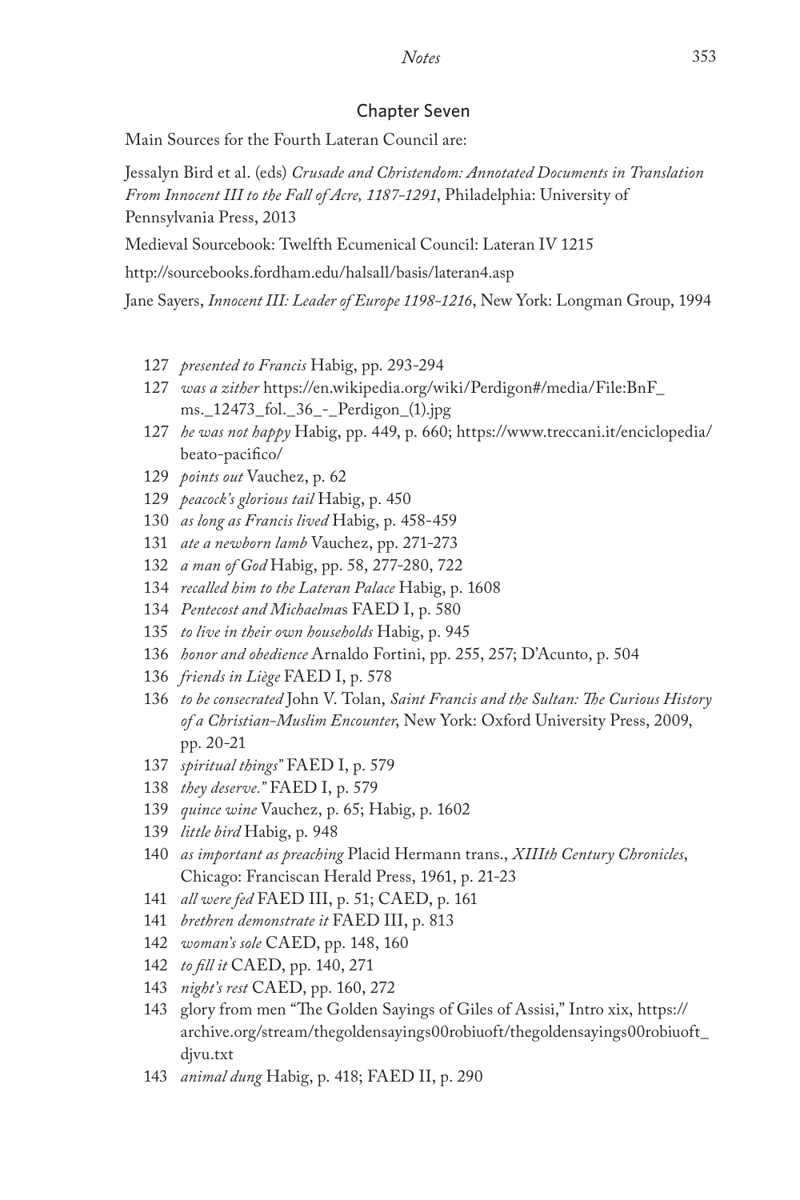## Chapter Seven

Main Sources for the Fourth Lateran Council are:

Jessalyn Bird et al. (eds) *Crusade and Christendom: Annotated Documents in Translation From Innocent III to the Fall of Acre, 1187-1291*, Philadelphia: University of Pennsylvania Press, 2013

Medieval Sourcebook: Twelfth Ecumenical Council: Lateran IV 1215

http://sourcebooks.fordham.edu/halsall/basis/lateran4.asp

Jane Sayers, *Innocent III: Leader of Europe 1198-1216*, New York: Longman Group, 1994

127 *presented to Francis* Habig, pp. 293-294

127 *was a zither* https://en.wikipedia.org/wiki/Perdigon#/media/File:BnF_ms._12473_fol._36_-_Perdigon_(1).jpg

127 *he was not happy* Habig, pp. 449, p. 660; https://www.treccani.it/enciclopedia/beato-pacifico/

129 *points out* Vauchez, p. 62

129 *peacock's glorious tail* Habig, p. 450

130 *as long as Francis lived* Habig, p. 458-459

131 *ate a newborn lamb* Vauchez, pp. 271-273

132 *a man of God* Habig, pp. 58, 277-280, 722

134 *recalled him to the Lateran Palace* Habig, p. 1608

134 *Pentecost and Michaelmas* FAED I, p. 580

135 *to live in their own households* Habig, p. 945

136 *honor and obedience* Arnaldo Fortini, pp. 255, 257; D'Acunto, p. 504

136 *friends in Liège* FAED I, p. 578

136 *to be consecrated* John V. Tolan, *Saint Francis and the Sultan: The Curious History of a Christian-Muslim Encounter*, New York: Oxford University Press, 2009, pp. 20-21

137 *spiritual things"* FAED I, p. 579

138 *they deserve."* FAED I, p. 579

139 *quince wine* Vauchez, p. 65; Habig, p. 1602

139 *little bird* Habig, p. 948

140 *as important as preaching* Placid Hermann trans., *XIIIth Century Chronicles*, Chicago: Franciscan Herald Press, 1961, p. 21-23

141 *all were fed* FAED III, p. 51; CAED, p. 161

141 *brethren demonstrate it* FAED III, p. 813

142 *woman's sole* CAED, pp. 148, 160

142 *to fill it* CAED, pp. 140, 271

143 *night's rest* CAED, pp. 160, 272

143 glory from men "The Golden Sayings of Giles of Assisi," Intro xix, https://archive.org/stream/thegoldensayings00robiuoft/thegoldensayings00robiuoft_djvu.txt

143 *animal dung* Habig, p. 418; FAED II, p. 290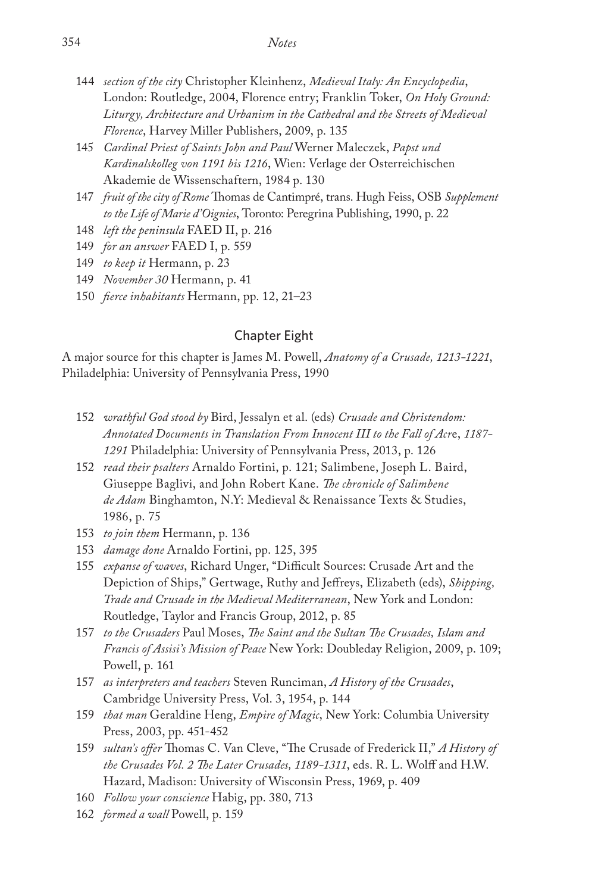144 *section of the city* Christopher Kleinhenz, *Medieval Italy: An Encyclopedia*, London: Routledge, 2004, Florence entry; Franklin Toker, *On Holy Ground: Liturgy, Architecture and Urbanism in the Cathedral and the Streets of Medieval Florence*, Harvey Miller Publishers, 2009, p. 135

145 *Cardinal Priest of Saints John and Paul* Werner Maleczek, *Papst und Kardinalskolleg von 1191 bis 1216*, Wien: Verlage der Osterreichischen Akademie de Wissenschaftern, 1984 p. 130

147 *fruit of the city of Rome* Thomas de Cantimpré, trans. Hugh Feiss, OSB *Supplement to the Life of Marie d'Oignies*, Toronto: Peregrina Publishing, 1990, p. 22

148 *left the peninsula* FAED II, p. 216

149 *for an answer* FAED I, p. 559

149 *to keep it* Hermann, p. 23

149 *November 30* Hermann, p. 41

150 *fierce inhabitants* Hermann, pp. 12, 21–23

## Chapter Eight

A major source for this chapter is James M. Powell, *Anatomy of a Crusade, 1213-1221*, Philadelphia: University of Pennsylvania Press, 1990

152 *wrathful God stood by* Bird, Jessalyn et al. (eds) *Crusade and Christendom: Annotated Documents in Translation From Innocent III to the Fall of Acr*e, *1187-1291* Philadelphia: University of Pennsylvania Press, 2013, p. 126

152 *read their psalters* Arnaldo Fortini, p. 121; Salimbene, Joseph L. Baird, Giuseppe Baglivi, and John Robert Kane. *The chronicle of Salimbene de Adam* Binghamton, N.Y: Medieval & Renaissance Texts & Studies, 1986, p. 75

153 *to join them* Hermann, p. 136

153 *damage done* Arnaldo Fortini, pp. 125, 395

155 *expanse of waves*, Richard Unger, "Difficult Sources: Crusade Art and the Depiction of Ships," Gertwage, Ruthy and Jeffreys, Elizabeth (eds), *Shipping, Trade and Crusade in the Medieval Mediterranean*, New York and London: Routledge, Taylor and Francis Group, 2012, p. 85

157 *to the Crusaders* Paul Moses, *The Saint and the Sultan The Crusades, Islam and Francis of Assisi's Mission of Peace* New York: Doubleday Religion, 2009, p. 109; Powell, p. 161

157 *as interpreters and teachers* Steven Runciman, *A History of the Crusades*, Cambridge University Press, Vol. 3, 1954, p. 144

159 *that man* Geraldine Heng, *Empire of Magic*, New York: Columbia University Press, 2003, pp. 451-452

159 *sultan's offer* Thomas C. Van Cleve, "The Crusade of Frederick II," *A History of the Crusades Vol. 2 The Later Crusades, 1189-1311*, eds. R. L. Wolff and H.W. Hazard, Madison: University of Wisconsin Press, 1969, p. 409

160 *Follow your conscience* Habig, pp. 380, 713

162 *formed a wall* Powell, p. 159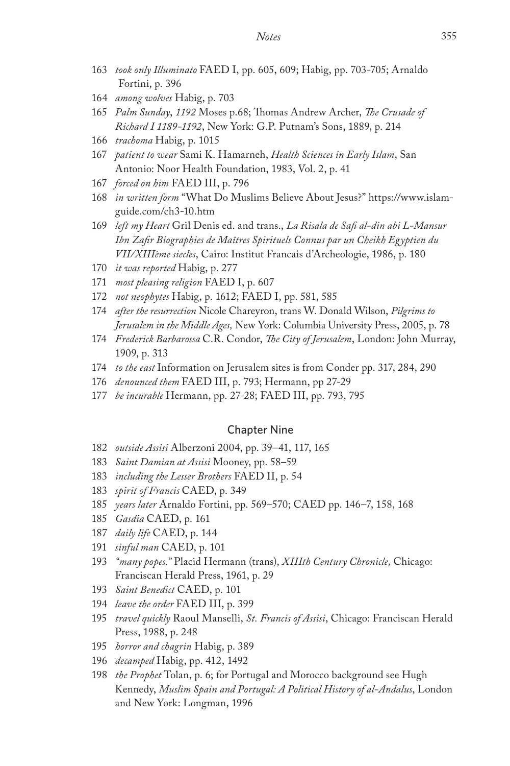163 *took only Illuminato* FAED I, pp. 605, 609; Habig, pp. 703-705; Arnaldo Fortini, p. 396

164 *among wolves* Habig, p. 703

165 *Palm Sunday, 1192* Moses p.68; Thomas Andrew Archer, *The Crusade of Richard I 1189-1192*, New York: G.P. Putnam's Sons, 1889, p. 214

166 *trachoma* Habig, p. 1015

167 *patient to wear* Sami K. Hamarneh, *Health Sciences in Early Islam*, San Antonio: Noor Health Foundation, 1983, Vol. 2, p. 41

167 *forced on him* FAED III, p. 796

168 *in written form* "What Do Muslims Believe About Jesus?" https://www.islam-guide.com/ch3-10.htm

169 *left my Heart* Gril Denis ed. and trans., *La Risala de Safi al-din abi L-Mansur Ibn Zafir Biographies de Maîtres Spirituels Connus par un Cheikh Egyptien du VII/XIIIème siecles*, Cairo: Institut Francais d'Archeologie, 1986, p. 180

170 *it was reported* Habig, p. 277

171 *most pleasing religion* FAED I, p. 607

172 *not neophytes* Habig, p. 1612; FAED I, pp. 581, 585

174 *after the resurrection* Nicole Chareyron, trans W. Donald Wilson, *Pilgrims to Jerusalem in the Middle Ages,* New York: Columbia University Press, 2005, p. 78

174 *Frederick Barbarossa* C.R. Condor, *The City of Jerusalem*, London: John Murray, 1909, p. 313

174 *to the east* Information on Jerusalem sites is from Conder pp. 317, 284, 290

176 *denounced them* FAED III, p. 793; Hermann, pp 27-29

177 *be incurable* Hermann, pp. 27-28; FAED III, pp. 793, 795

## Chapter Nine

182 *outside Assisi* Alberzoni 2004, pp. 39–41, 117, 165

183 *Saint Damian at Assisi* Mooney, pp. 58–59

183 *including the Lesser Brothers* FAED II, p. 54

183 *spirit of Francis* CAED, p. 349

185 *years later* Arnaldo Fortini, pp. 569–570; CAED pp. 146–7, 158, 168

185 *Gasdia* CAED, p. 161

187 *daily life* CAED, p. 144

191 *sinful man* CAED, p. 101

193 *"many popes."* Placid Hermann (trans), *XIIIth Century Chronicle,* Chicago: Franciscan Herald Press, 1961, p. 29

193 *Saint Benedict* CAED, p. 101

194 *leave the order* FAED III, p. 399

195 *travel quickly* Raoul Manselli, *St. Francis of Assisi*, Chicago: Franciscan Herald Press, 1988, p. 248

195 *horror and chagrin* Habig, p. 389

196 *decamped* Habig, pp. 412, 1492

198 *the Prophet* Tolan, p. 6; for Portugal and Morocco background see Hugh Kennedy, *Muslim Spain and Portugal: A Political History of al-Andalus*, London and New York: Longman, 1996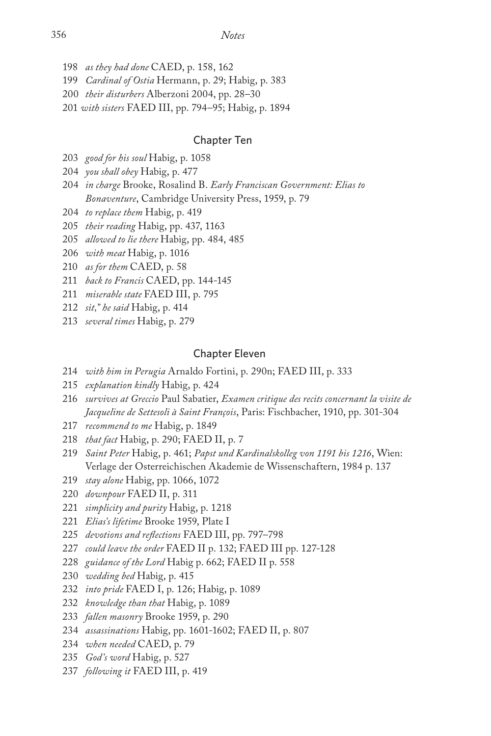198 *as they had done* CAED, p. 158, 162

199 *Cardinal of Ostia* Hermann, p. 29; Habig, p. 383

200 *their disturbers* Alberzoni 2004, pp. 28–30

201 *with sisters* FAED III, pp. 794–95; Habig, p. 1894

## Chapter Ten

203 *good for his soul* Habig, p. 1058

204 *you shall obey* Habig, p. 477

204 *in charge* Brooke, Rosalind B. *Early Franciscan Government: Elias to Bonaventure*, Cambridge University Press, 1959, p. 79

204 *to replace them* Habig, p. 419

205 *their reading* Habig, pp. 437, 1163

205 *allowed to lie there* Habig, pp. 484, 485

206 *with meat* Habig, p. 1016

210 *as for them* CAED, p. 58

211 *back to Francis* CAED, pp. 144-145

211 *miserable state* FAED III, p. 795

212 *sit," he said* Habig, p. 414

213 *several times* Habig, p. 279

## Chapter Eleven

214 *with him in Perugia* Arnaldo Fortini, p. 290n; FAED III, p. 333

215 *explanation kindly* Habig, p. 424

216 *survives at Greccio* Paul Sabatier, *Examen critique des recits concernant la visite de Jacqueline de Settesoli à Saint François*, Paris: Fischbacher, 1910, pp. 301-304

217 *recommend to me* Habig, p. 1849

218 *that fact* Habig, p. 290; FAED II, p. 7

219 *Saint Peter* Habig, p. 461; *Papst und Kardinalskolleg von 1191 bis 1216*, Wien: Verlage der Osterreichischen Akademie de Wissenschaftern, 1984 p. 137

219 *stay alone* Habig, pp. 1066, 1072

220 *downpour* FAED II, p. 311

221 *simplicity and purity* Habig, p. 1218

221 *Elias's lifetime* Brooke 1959, Plate I

225 *devotions and reflections* FAED III, pp. 797–798

227 *could leave the order* FAED II p. 132; FAED III pp. 127-128

228 *guidance of the Lord* Habig p. 662; FAED II p. 558

230 *wedding bed* Habig, p. 415

232 *into pride* FAED I, p. 126; Habig, p. 1089

232 *knowledge than that* Habig, p. 1089

233 *fallen masonry* Brooke 1959, p. 290

234 *assassinations* Habig, pp. 1601-1602; FAED II, p. 807

234 *when needed* CAED, p. 79

235 *God's word* Habig, p. 527

237 *following it* FAED III, p. 419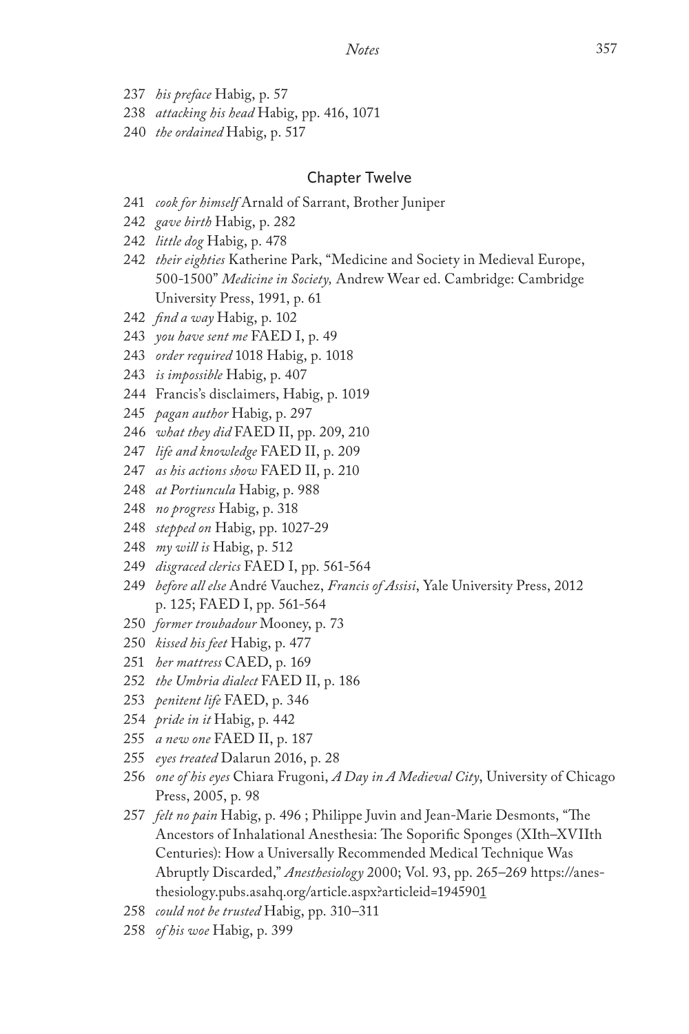237 *his preface* Habig, p. 57

238 *attacking his head* Habig, pp. 416, 1071

240 *the ordained* Habig, p. 517

## Chapter Twelve

241 *cook for himself* Arnald of Sarrant, Brother Juniper

242 *gave birth* Habig, p. 282

242 *little dog* Habig, p. 478

242 *their eighties* Katherine Park, "Medicine and Society in Medieval Europe, 500-1500" *Medicine in Society,* Andrew Wear ed. Cambridge: Cambridge University Press, 1991, p. 61

242 *find a way* Habig, p. 102

243 *you have sent me* FAED I, p. 49

243 *order required* 1018 Habig, p. 1018

243 *is impossible* Habig, p. 407

244 Francis's disclaimers, Habig, p. 1019

245 *pagan author* Habig, p. 297

246 *what they did* FAED II, pp. 209, 210

247 *life and knowledge* FAED II, p. 209

247 *as his actions show* FAED II, p. 210

248 *at Portiuncula* Habig, p. 988

248 *no progress* Habig, p. 318

248 *stepped on* Habig, pp. 1027-29

248 *my will is* Habig, p. 512

249 *disgraced clerics* FAED I, pp. 561-564

249 *before all else* André Vauchez, *Francis of Assisi*, Yale University Press, 2012 p. 125; FAED I, pp. 561-564

250 *former troubadour* Mooney, p. 73

250 *kissed his feet* Habig, p. 477

251 *her mattress* CAED, p. 169

252 *the Umbria dialect* FAED II, p. 186

253 *penitent life* FAED, p. 346

254 *pride in it* Habig, p. 442

255 *a new one* FAED II, p. 187

255 *eyes treated* Dalarun 2016, p. 28

256 *one of his eyes* Chiara Frugoni, *A Day in A Medieval City*, University of Chicago Press, 2005, p. 98

257 *felt no pain* Habig, p. 496 ; Philippe Juvin and Jean-Marie Desmonts, "The Ancestors of Inhalational Anesthesia: The Soporific Sponges (XIth–XVIIth Centuries): How a Universally Recommended Medical Technique Was Abruptly Discarded," *Anesthesiology* 2000; Vol. 93, pp. 265–269 https://anesthesiology.pubs.asahq.org/article.aspx?articleid=1945901

258 *could not be trusted* Habig, pp. 310–311

258 *of his woe* Habig, p. 399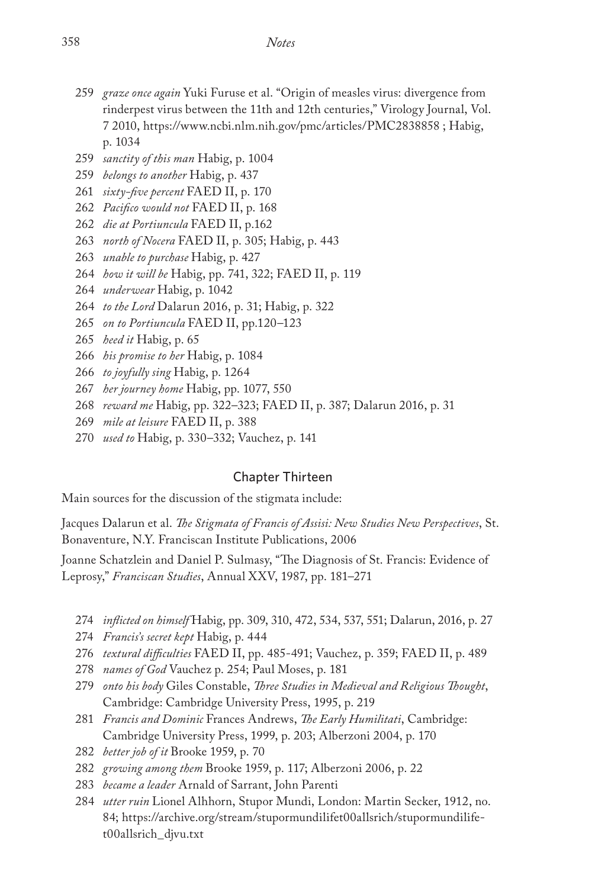259 *graze once again* Yuki Furuse et al. "Origin of measles virus: divergence from rinderpest virus between the 11th and 12th centuries," Virology Journal, Vol. 7 2010, https://www.ncbi.nlm.nih.gov/pmc/articles/PMC2838858 ; Habig, p. 1034

259 *sanctity of this man* Habig, p. 1004

259 *belongs to another* Habig, p. 437

261 *sixty-five percent* FAED II, p. 170

262 *Pacifico would not* FAED II, p. 168

262 *die at Portiuncula* FAED II, p.162

263 *north of Nocera* FAED II, p. 305; Habig, p. 443

263 *unable to purchase* Habig, p. 427

264 *how it will be* Habig, pp. 741, 322; FAED II, p. 119

264 *underwear* Habig, p. 1042

264 *to the Lord* Dalarun 2016, p. 31; Habig, p. 322

265 *on to Portiuncula* FAED II, pp.120–123

265 *heed it* Habig, p. 65

266 *his promise to her* Habig, p. 1084

266 *to joyfully sing* Habig, p. 1264

267 *her journey home* Habig, pp. 1077, 550

268 *reward me* Habig, pp. 322–323; FAED II, p. 387; Dalarun 2016, p. 31

269 *mile at leisure* FAED II, p. 388

270 *used to* Habig, p. 330–332; Vauchez, p. 141

## Chapter Thirteen

Main sources for the discussion of the stigmata include:

Jacques Dalarun et al. *The Stigmata of Francis of Assisi: New Studies New Perspectives*, St. Bonaventure, N.Y. Franciscan Institute Publications, 2006

Joanne Schatzlein and Daniel P. Sulmasy, "The Diagnosis of St. Francis: Evidence of Leprosy," *Franciscan Studies*, Annual XXV, 1987, pp. 181–271

274 *inflicted on himself* Habig, pp. 309, 310, 472, 534, 537, 551; Dalarun, 2016, p. 27

274 *Francis's secret kept* Habig, p. 444

276 *textural difficulties* FAED II, pp. 485-491; Vauchez, p. 359; FAED II, p. 489

278 *names of God* Vauchez p. 254; Paul Moses, p. 181

279 *onto his body* Giles Constable, *Three Studies in Medieval and Religious Thought*, Cambridge: Cambridge University Press, 1995, p. 219

281 *Francis and Dominic* Frances Andrews, *The Early Humilitati*, Cambridge: Cambridge University Press, 1999, p. 203; Alberzoni 2004, p. 170

282 *better job of it* Brooke 1959, p. 70

282 *growing among them* Brooke 1959, p. 117; Alberzoni 2006, p. 22

283 *became a leader* Arnald of Sarrant, John Parenti

284 *utter ruin* Lionel Alhhorn, Stupor Mundi, London: Martin Secker, 1912, no. 84; https://archive.org/stream/stupormundilifet00allsrich/stupormundilifet00allsrich_djvu.txt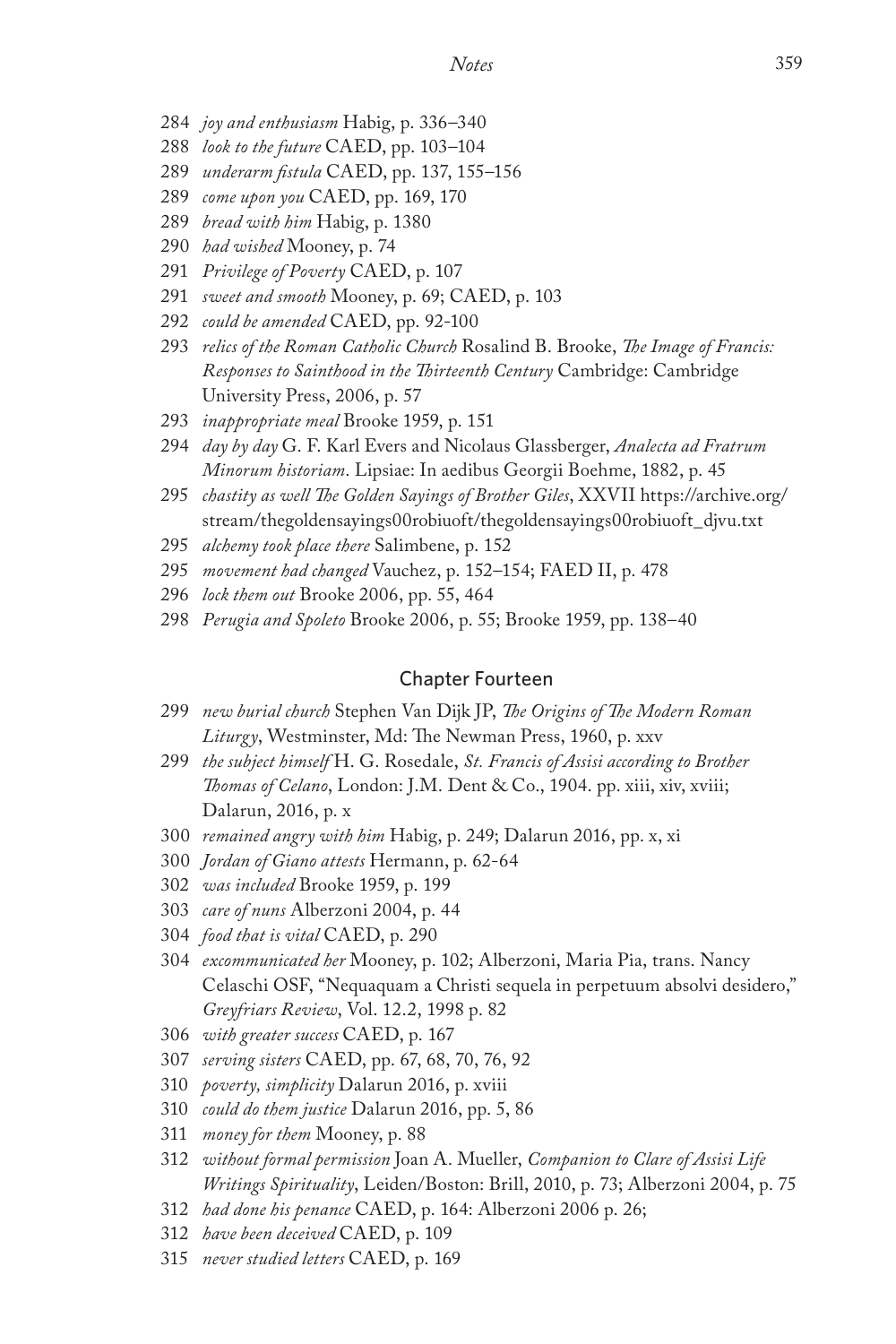284 *joy and enthusiasm* Habig, p. 336–340

288 *look to the future* CAED, pp. 103–104

289 *underarm fistula* CAED, pp. 137, 155–156

289 *come upon you* CAED, pp. 169, 170

289 *bread with him* Habig, p. 1380

290 *had wished* Mooney, p. 74

291 *Privilege of Poverty* CAED, p. 107

291 *sweet and smooth* Mooney, p. 69; CAED, p. 103

292 *could be amended* CAED, pp. 92-100

293 *relics of the Roman Catholic Church* Rosalind B. Brooke, *The Image of Francis: Responses to Sainthood in the Thirteenth Century* Cambridge: Cambridge University Press, 2006, p. 57

293 *inappropriate meal* Brooke 1959, p. 151

294 *day by day* G. F. Karl Evers and Nicolaus Glassberger, *Analecta ad Fratrum Minorum historiam*. Lipsiae: In aedibus Georgii Boehme, 1882, p. 45

295 *chastity as well The Golden Sayings of Brother Giles*, XXVII https://archive.org/stream/thegoldensayings00robiuoft/thegoldensayings00robiuoft_djvu.txt

295 *alchemy took place there* Salimbene, p. 152

295 *movement had changed* Vauchez, p. 152–154; FAED II, p. 478

296 *lock them out* Brooke 2006, pp. 55, 464

298 *Perugia and Spoleto* Brooke 2006, p. 55; Brooke 1959, pp. 138–40

## Chapter Fourteen

299 *new burial church* Stephen Van Dijk JP, *The Origins of The Modern Roman Liturgy*, Westminster, Md: The Newman Press, 1960, p. xxv

299 *the subject himself* H. G. Rosedale, *St. Francis of Assisi according to Brother Thomas of Celano*, London: J.M. Dent & Co., 1904. pp. xiii, xiv, xviii; Dalarun, 2016, p. x

300 *remained angry with him* Habig, p. 249; Dalarun 2016, pp. x, xi

300 *Jordan of Giano attests* Hermann, p. 62-64

302 *was included* Brooke 1959, p. 199

303 *care of nuns* Alberzoni 2004, p. 44

304 *food that is vital* CAED, p. 290

304 *excommunicated her* Mooney, p. 102; Alberzoni, Maria Pia, trans. Nancy Celaschi OSF, "Nequaquam a Christi sequela in perpetuum absolvi desidero," *Greyfriars Review*, Vol. 12.2, 1998 p. 82

306 *with greater success* CAED, p. 167

307 *serving sisters* CAED, pp. 67, 68, 70, 76, 92

310 *poverty, simplicity* Dalarun 2016, p. xviii

310 *could do them justice* Dalarun 2016, pp. 5, 86

311 *money for them* Mooney, p. 88

312 *without formal permission* Joan A. Mueller, *Companion to Clare of Assisi Life Writings Spirituality*, Leiden/Boston: Brill, 2010, p. 73; Alberzoni 2004, p. 75

312 *had done his penance* CAED, p. 164: Alberzoni 2006 p. 26;

312 *have been deceived* CAED, p. 109

315 *never studied letters* CAED, p. 169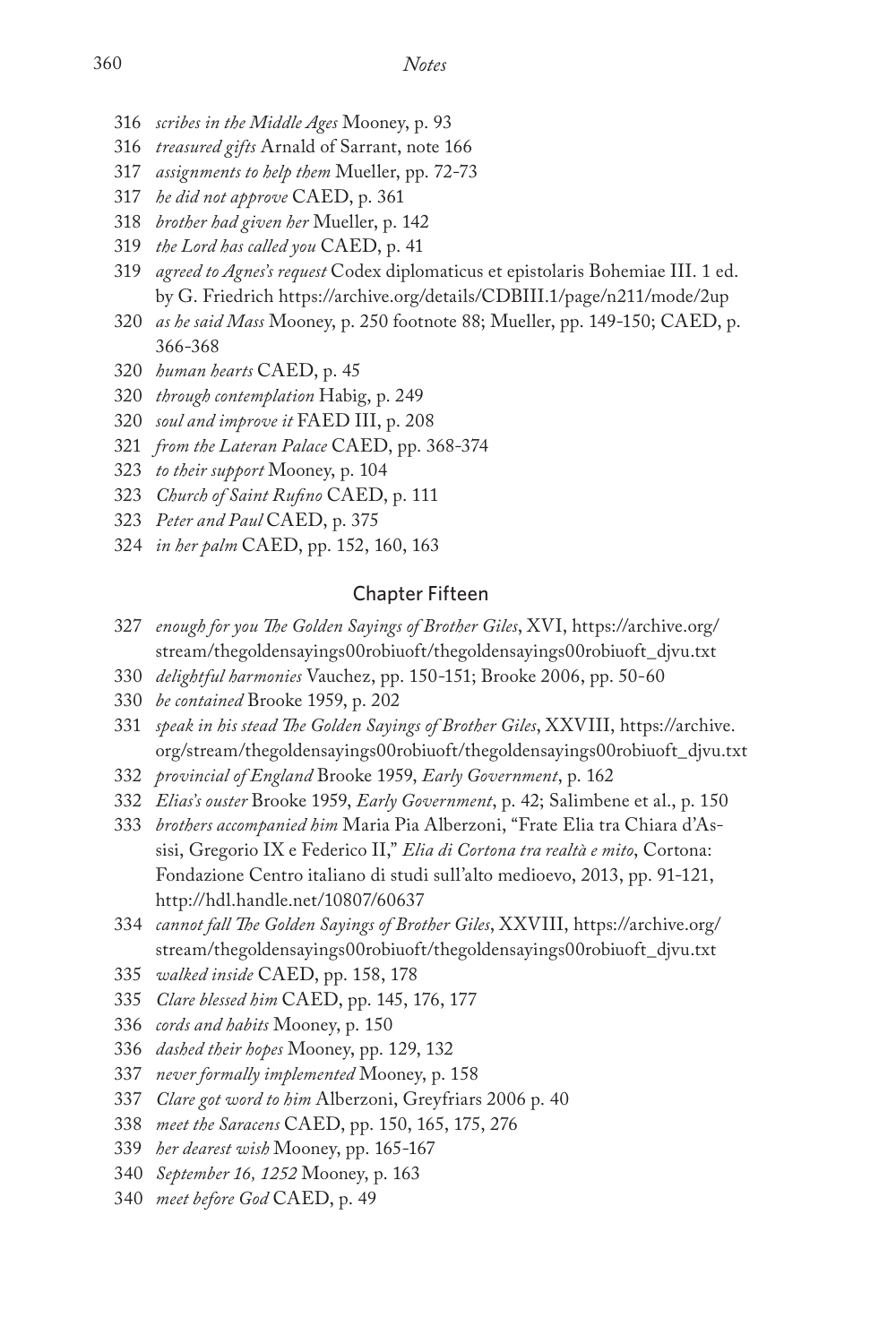316 *scribes in the Middle Ages* Mooney, p. 93

316 *treasured gifts* Arnald of Sarrant, note 166

317 *assignments to help them* Mueller, pp. 72-73

317 *he did not approve* CAED, p. 361

318 *brother had given her* Mueller, p. 142

319 *the Lord has called you* CAED, p. 41

319 *agreed to Agnes's request* Codex diplomaticus et epistolaris Bohemiae III. 1 ed. by G. Friedrich https://archive.org/details/CDBIII.1/page/n211/mode/2up

320 *as he said Mass* Mooney, p. 250 footnote 88; Mueller, pp. 149-150; CAED, p. 366-368

320 *human hearts* CAED, p. 45

320 *through contemplation* Habig, p. 249

320 *soul and improve it* FAED III, p. 208

321 *from the Lateran Palace* CAED, pp. 368-374

323 *to their support* Mooney, p. 104

323 *Church of Saint Rufino* CAED, p. 111

323 *Peter and Paul* CAED, p. 375

324 *in her palm* CAED, pp. 152, 160, 163

## Chapter Fifteen

327 *enough for you* *The Golden Sayings of Brother Giles*, XVI, https://archive.org/stream/thegoldensayings00robiuoft/thegoldensayings00robiuoft_djvu.txt

330 *delightful harmonies* Vauchez, pp. 150-151; Brooke 2006, pp. 50-60

330 *be contained* Brooke 1959, p. 202

331 *speak in his stead* *The Golden Sayings of Brother Giles*, XXVIII, https://archive.org/stream/thegoldensayings00robiuoft/thegoldensayings00robiuoft_djvu.txt

332 *provincial of England* Brooke 1959, *Early Government*, p. 162

332 *Elias's ouster* Brooke 1959, *Early Government*, p. 42; Salimbene et al., p. 150

333 *brothers accompanied him* Maria Pia Alberzoni, "Frate Elia tra Chiara d'Assisi, Gregorio IX e Federico II," *Elia di Cortona tra realtà e mito*, Cortona: Fondazione Centro italiano di studi sull'alto medioevo, 2013, pp. 91-121, http://hdl.handle.net/10807/60637

334 *cannot fall* *The Golden Sayings of Brother Giles*, XXVIII, https://archive.org/stream/thegoldensayings00robiuoft/thegoldensayings00robiuoft_djvu.txt

335 *walked inside* CAED, pp. 158, 178

335 *Clare blessed him* CAED, pp. 145, 176, 177

336 *cords and habits* Mooney, p. 150

336 *dashed their hopes* Mooney, pp. 129, 132

337 *never formally implemented* Mooney, p. 158

337 *Clare got word to him* Alberzoni, Greyfriars 2006 p. 40

338 *meet the Saracens* CAED, pp. 150, 165, 175, 276

339 *her dearest wish* Mooney, pp. 165-167

340 *September 16, 1252* Mooney, p. 163

340 *meet before God* CAED, p. 49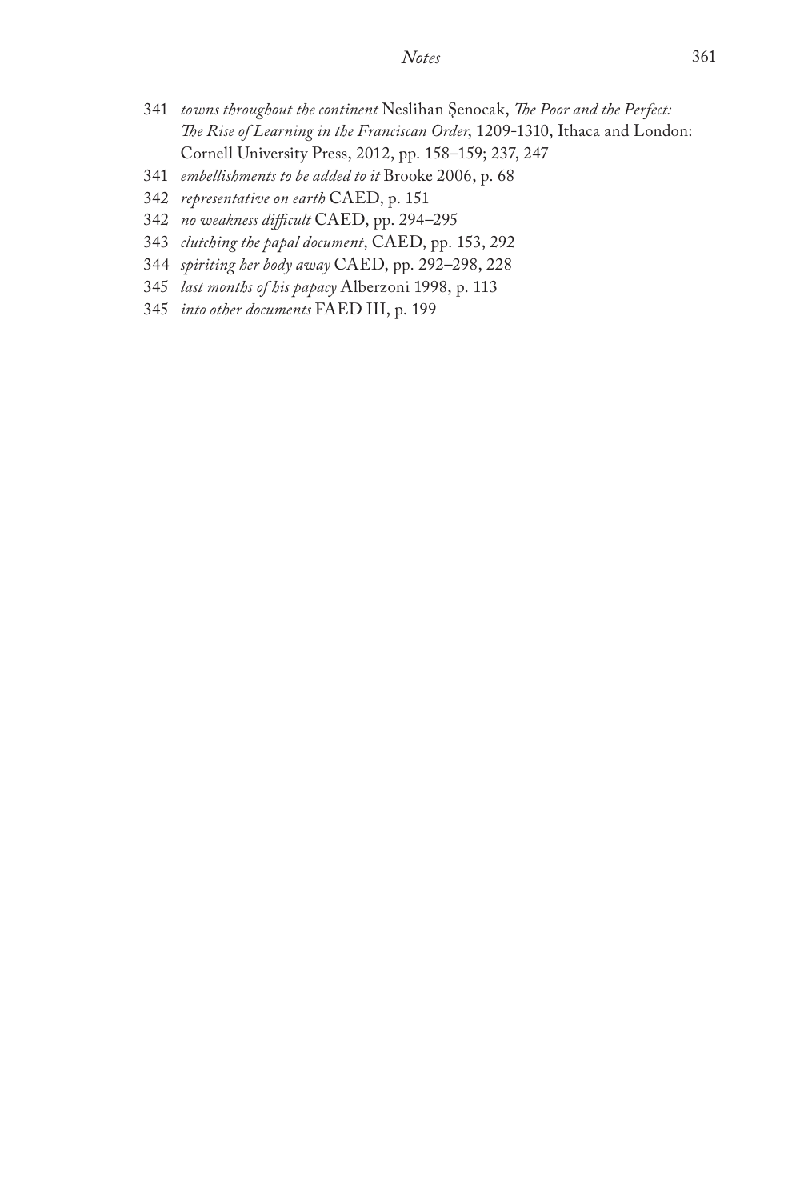341 *towns throughout the continent* Neslihan Şenocak, *The Poor and the Perfect: The Rise of Learning in the Franciscan Order*, 1209-1310, Ithaca and London: Cornell University Press, 2012, pp. 158–159; 237, 247

341 *embellishments to be added to it* Brooke 2006, p. 68

342 *representative on earth* CAED, p. 151

342 *no weakness difficult* CAED, pp. 294–295

343 *clutching the papal document*, CAED, pp. 153, 292

344 *spiriting her body away* CAED, pp. 292–298, 228

345 *last months of his papacy* Alberzoni 1998, p. 113

345 *into other documents* FAED III, p. 199